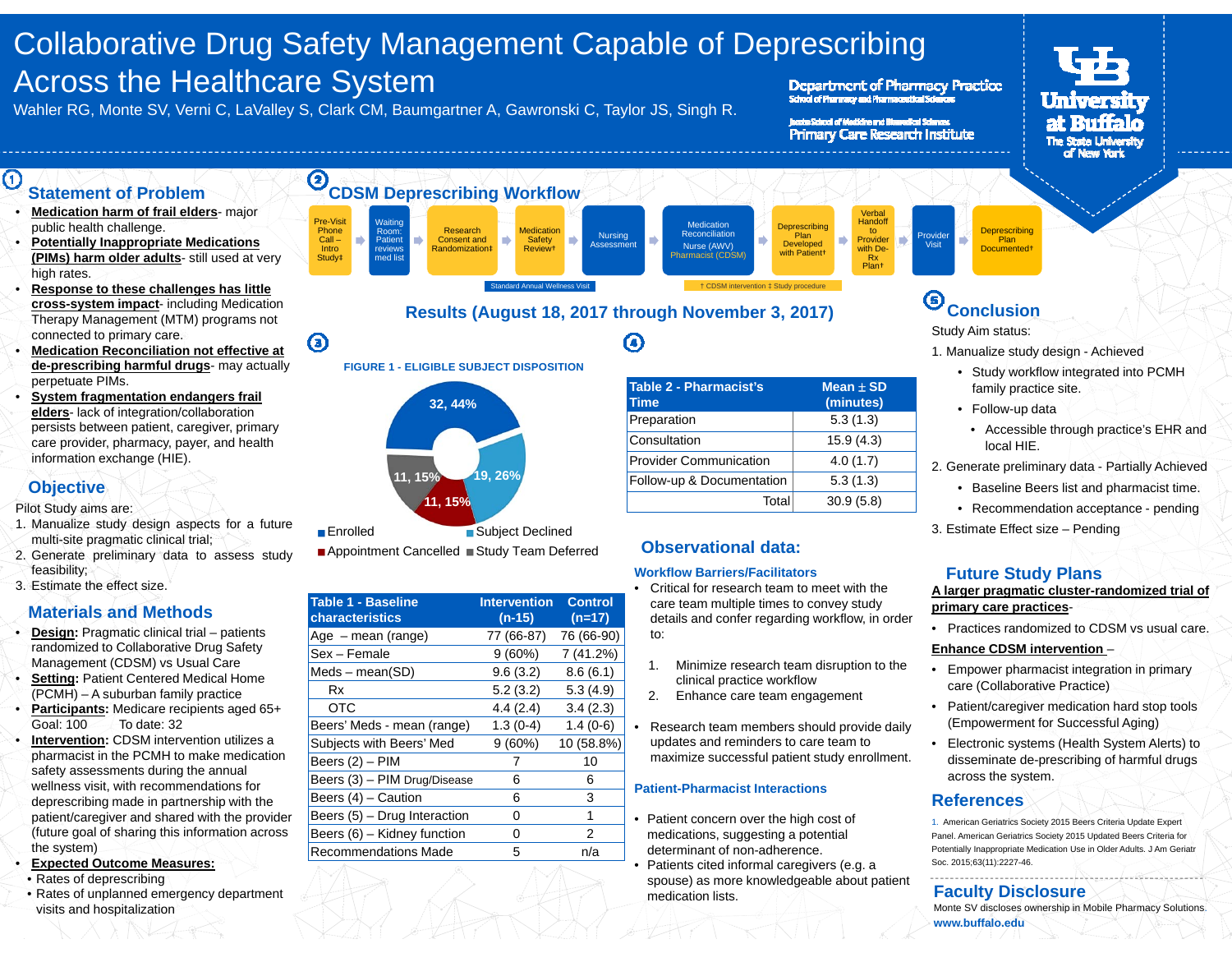# Collaborative Drug Safety Management Capable of Deprescribing Across the Healthcare System

Wahler RG, Monte SV, Verni C, LaValley S, Clark CM, Baumgartner A, Gawronski C, Taylor JS, Singh R.

Department of Pharmacy Practice
School of Pharmacy and Pharmaceutical Sciences

Jacobs School of Medicine and Biomedical Sciences
Primary Care Research Institute

University at Buffalo
The State University of New York

## 1 Statement of Problem

- **Medication harm of frail elders**- major public health challenge.
- **Potentially Inappropriate Medications (PIMs) harm older adults**- still used at very high rates.
- **Response to these challenges has little cross-system impact**- including Medication Therapy Management (MTM) programs not connected to primary care.
- **Medication Reconciliation not effective at de-prescribing harmful drugs**- may actually perpetuate PIMs.
- **System fragmentation endangers frail elders**- lack of integration/collaboration persists between patient, caregiver, primary care provider, pharmacy, payer, and health information exchange (HIE).

## Objective

Pilot Study aims are:

1. Manualize study design aspects for a future multi-site pragmatic clinical trial;
2. Generate preliminary data to assess study feasibility;
3. Estimate the effect size.

## Materials and Methods

- **Design:** Pragmatic clinical trial – patients randomized to Collaborative Drug Safety Management (CDSM) vs Usual Care
- **Setting:** Patient Centered Medical Home (PCMH) – A suburban family practice
- **Participants:** Medicare recipients aged 65+ Goal: 100 To date: 32
- **Intervention:** CDSM intervention utilizes a pharmacist in the PCMH to make medication safety assessments during the annual wellness visit, with recommendations for deprescribing made in partnership with the patient/caregiver and shared with the provider (future goal of sharing this information across the system)
- **Expected Outcome Measures:**
  - Rates of deprescribing
  - Rates of unplanned emergency department visits and hospitalization

## 2 CDSM Deprescribing Workflow

Pre-Visit Phone Call – Intro Study‡ → Waiting Room: Patient reviews med list → Research Consent and Randomization‡ → Medication Safety Review† → Nursing Assessment → Medication Reconciliation Nurse (AWV) Pharmacist (CDSM) → Deprescribing Plan Developed with Patient† → Verbal Handoff to Provider with De-Rx Plan† → Provider Visit → Deprescribing Plan Documented†

Standard Annual Wellness Visit

† CDSM intervention ‡ Study procedure

## Results (August 18, 2017 through November 3, 2017)

### 3

**FIGURE 1 - ELIGIBLE SUBJECT DISPOSITION**

- Enrolled: 32, 44%
- Subject Declined: 19, 26%
- Appointment Cancelled: 11, 15%
- Study Team Deferred: 11, 15%

| Table 1 - Baseline characteristics | Intervention (n-15) | Control (n=17) |
|---|---|---|
| Age – mean (range) | 77 (66-87) | 76 (66-90) |
| Sex – Female | 9 (60%) | 7 (41.2%) |
| Meds – mean(SD) | 9.6 (3.2) | 8.6 (6.1) |
| Rx | 5.2 (3.2) | 5.3 (4.9) |
| OTC | 4.4 (2.4) | 3.4 (2.3) |
| Beers' Meds - mean (range) | 1.3 (0-4) | 1.4 (0-6) |
| Subjects with Beers' Med | 9 (60%) | 10 (58.8%) |
| Beers (2) – PIM | 7 | 10 |
| Beers (3) – PIM Drug/Disease | 6 | 6 |
| Beers (4) – Caution | 6 | 3 |
| Beers (5) – Drug Interaction | 0 | 1 |
| Beers (6) – Kidney function | 0 | 2 |
| Recommendations Made | 5 | n/a |

### 4

| Table 2 - Pharmacist's Time | Mean ± SD (minutes) |
|---|---|
| Preparation | 5.3 (1.3) |
| Consultation | 15.9 (4.3) |
| Provider Communication | 4.0 (1.7) |
| Follow-up & Documentation | 5.3 (1.3) |
| Total | 30.9 (5.8) |

## Observational data:

### Workflow Barriers/Facilitators

- Critical for research team to meet with the care team multiple times to convey study details and confer regarding workflow, in order to:
  1. Minimize research team disruption to the clinical practice workflow
  2. Enhance care team engagement
- Research team members should provide daily updates and reminders to care team to maximize successful patient study enrollment.

### Patient-Pharmacist Interactions

- Patient concern over the high cost of medications, suggesting a potential determinant of non-adherence.
- Patients cited informal caregivers (e.g. a spouse) as more knowledgeable about patient medication lists.

## 5 Conclusion

Study Aim status:

1. Manualize study design - Achieved
   - Study workflow integrated into PCMH family practice site.
   - Follow-up data
     - Accessible through practice's EHR and local HIE.
2. Generate preliminary data - Partially Achieved
   - Baseline Beers list and pharmacist time.
   - Recommendation acceptance - pending
3. Estimate Effect size – Pending

## Future Study Plans

**A larger pragmatic cluster-randomized trial of primary care practices**-

- Practices randomized to CDSM vs usual care.

**Enhance CDSM intervention** –

- Empower pharmacist integration in primary care (Collaborative Practice)
- Patient/caregiver medication hard stop tools (Empowerment for Successful Aging)
- Electronic systems (Health System Alerts) to disseminate de-prescribing of harmful drugs across the system.

## References

1. American Geriatrics Society 2015 Beers Criteria Update Expert Panel. American Geriatrics Society 2015 Updated Beers Criteria for Potentially Inappropriate Medication Use in Older Adults. J Am Geriatr Soc. 2015;63(11):2227-46.

## Faculty Disclosure

Monte SV discloses ownership in Mobile Pharmacy Solutions.

www.buffalo.edu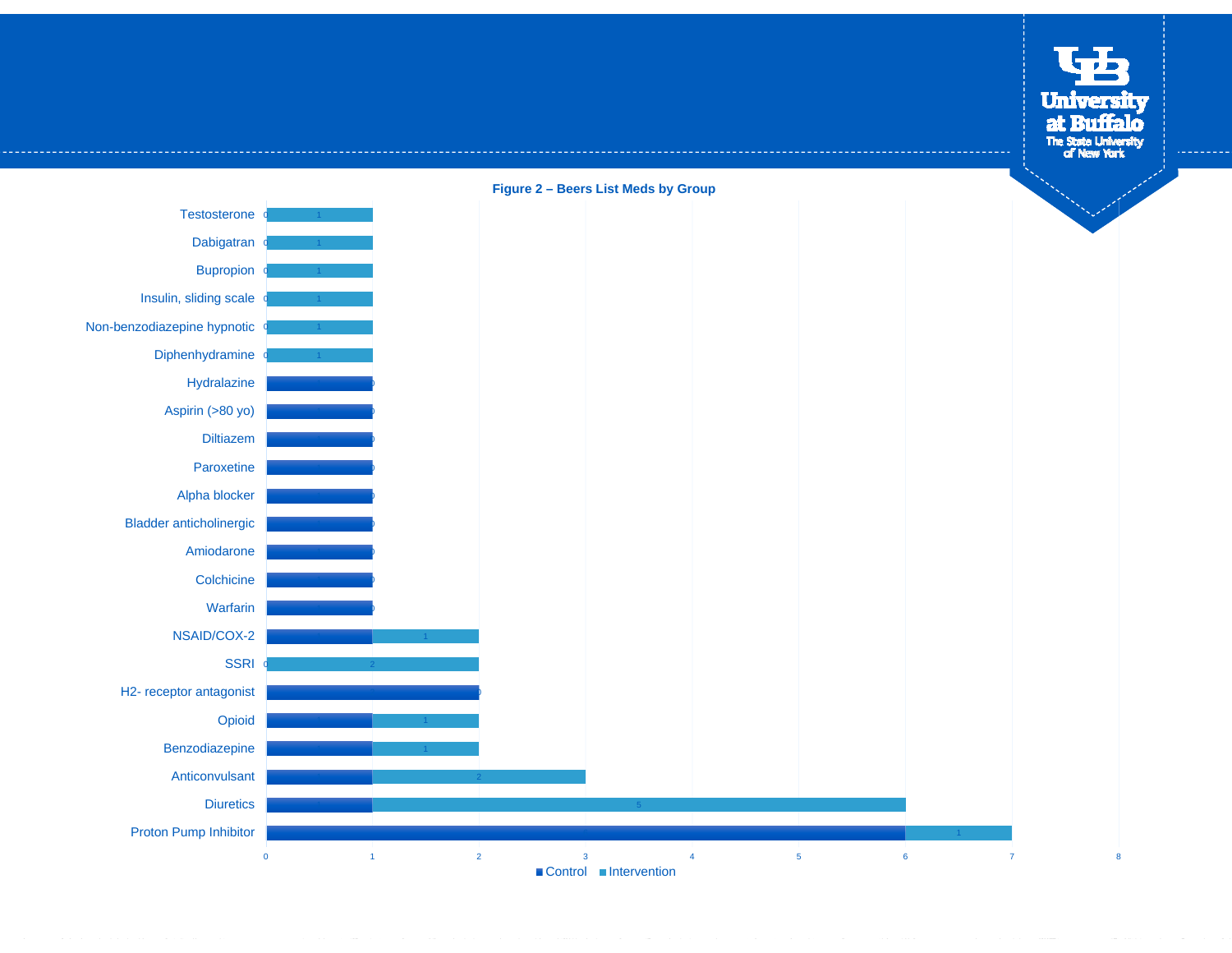Figure 2 – Beers List Meds by Group

Testosterone 0 1
Dabigatran 0 1
Bupropion 0 1
Insulin, sliding scale 0 1
Non-benzodiazepine hypnotic 0 1
Diphenhydramine 0 1
Hydralazine 0
Aspirin (>80 yo) 0
Diltiazem 0
Paroxetine 0
Alpha blocker 0
Bladder anticholinergic 0
Amiodarone 0
Colchicine 0
Warfarin 0
NSAID/COX-2 1
SSRI 0 2
H2- receptor antagonist 0
Opioid 1
Benzodiazepine 1
Anticonvulsant 2
Diuretics 5
Proton Pump Inhibitor 1

0 1 2 3 4 5 6 7 8

Control Intervention